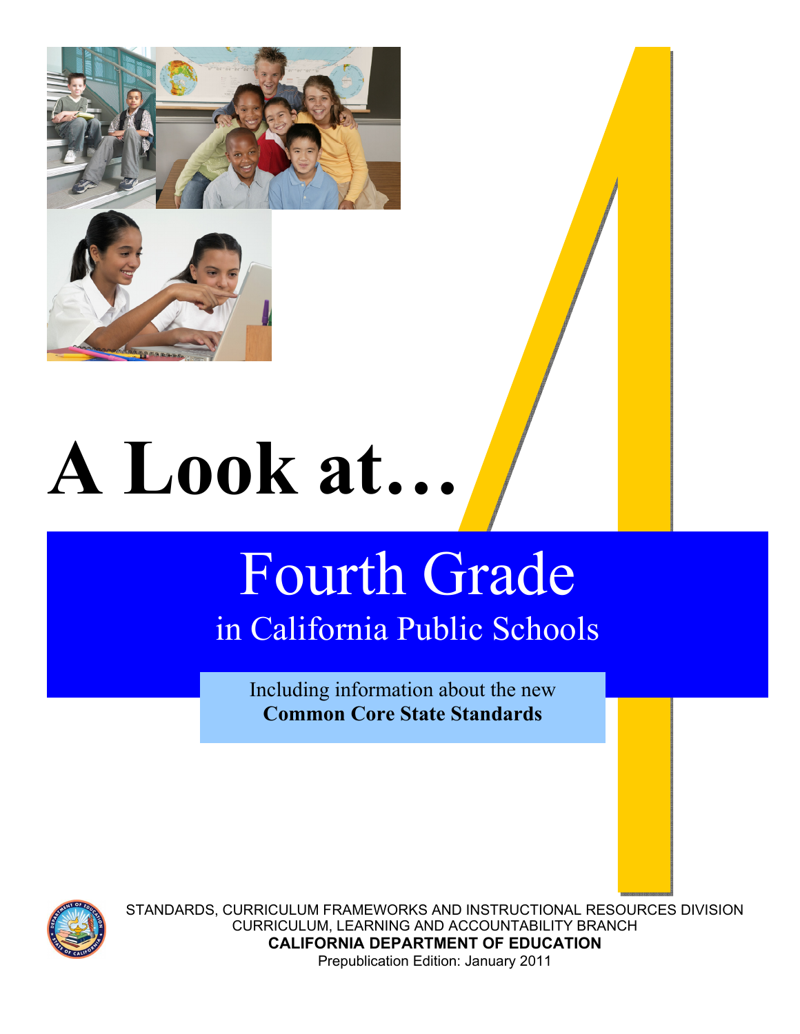# A Look at…

## Fourth Grade

### in California Public Schools

Including information about the new
**Common Core State Standards**

STANDARDS, CURRICULUM FRAMEWORKS AND INSTRUCTIONAL RESOURCES DIVISION
CURRICULUM, LEARNING AND ACCOUNTABILITY BRANCH
**CALIFORNIA DEPARTMENT OF EDUCATION**
Prepublication Edition: January 2011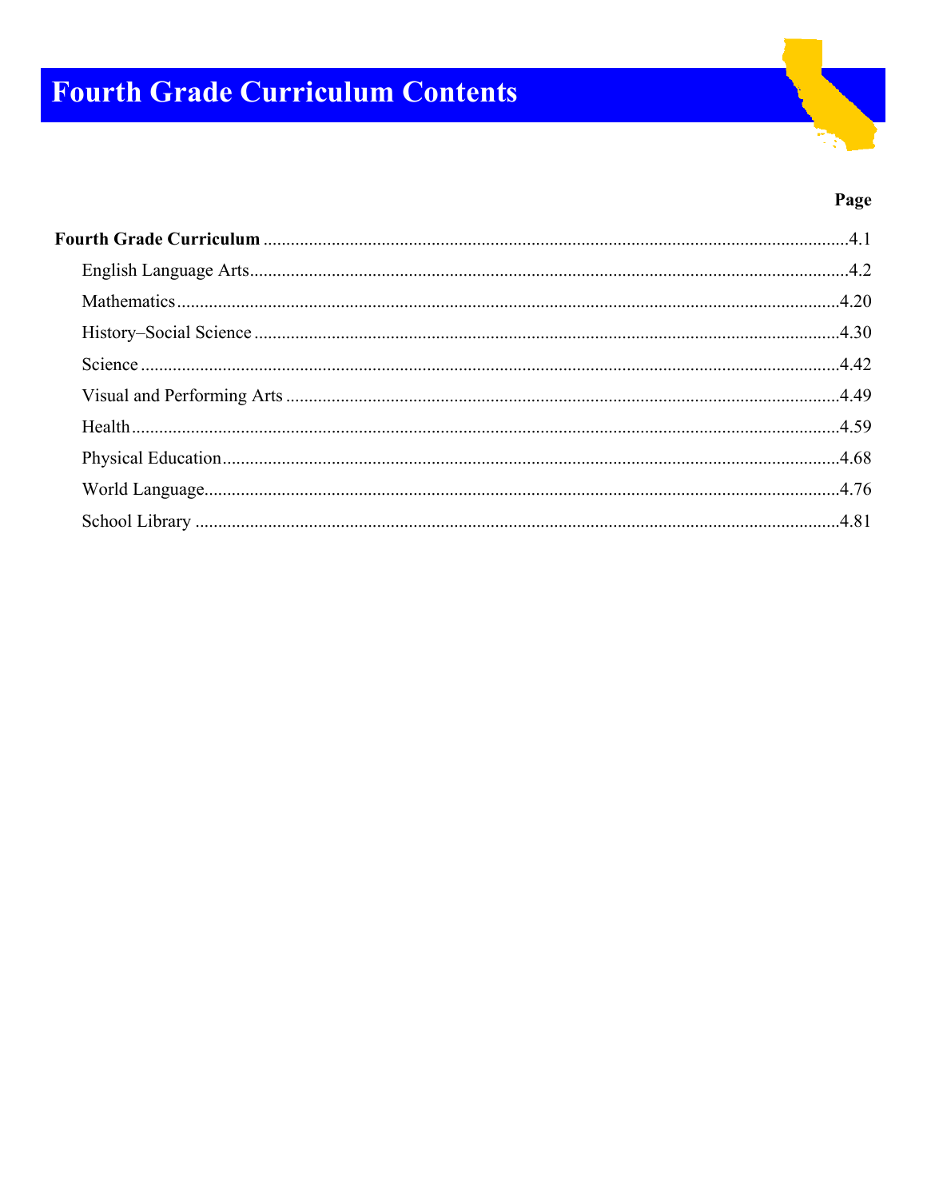# Fourth Grade Curriculum Contents

| | Page |
|---|---|
| **Fourth Grade Curriculum** | 4.1 |
| English Language Arts | 4.2 |
| Mathematics | 4.20 |
| History–Social Science | 4.30 |
| Science | 4.42 |
| Visual and Performing Arts | 4.49 |
| Health | 4.59 |
| Physical Education | 4.68 |
| World Language | 4.76 |
| School Library | 4.81 |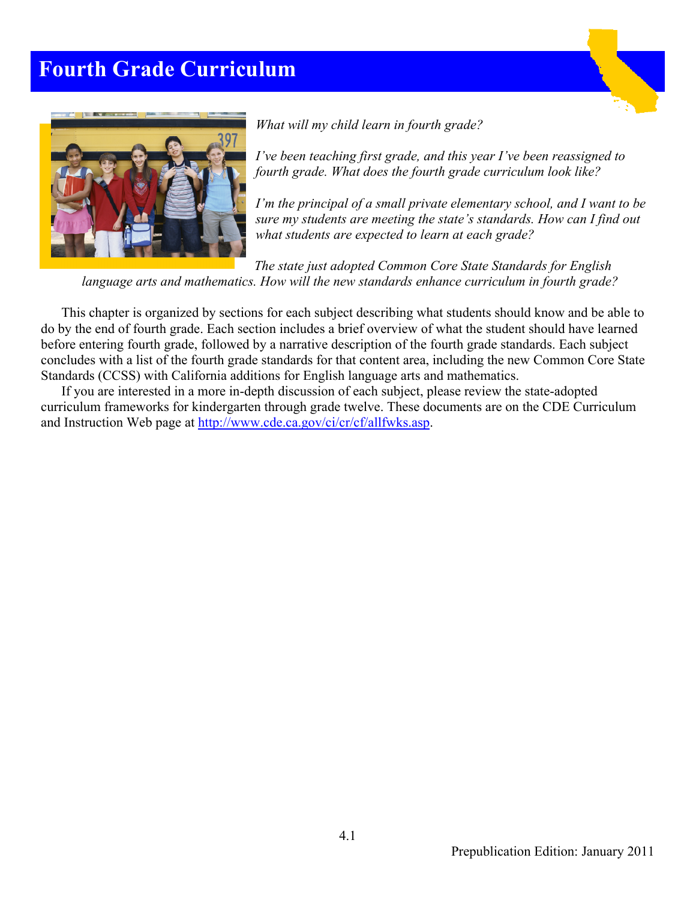# Fourth Grade Curriculum

*What will my child learn in fourth grade?*

*I've been teaching first grade, and this year I've been reassigned to fourth grade. What does the fourth grade curriculum look like?*

*I'm the principal of a small private elementary school, and I want to be sure my students are meeting the state's standards. How can I find out what students are expected to learn at each grade?*

*The state just adopted Common Core State Standards for English language arts and mathematics. How will the new standards enhance curriculum in fourth grade?*

This chapter is organized by sections for each subject describing what students should know and be able to do by the end of fourth grade. Each section includes a brief overview of what the student should have learned before entering fourth grade, followed by a narrative description of the fourth grade standards. Each subject concludes with a list of the fourth grade standards for that content area, including the new Common Core State Standards (CCSS) with California additions for English language arts and mathematics.

If you are interested in a more in-depth discussion of each subject, please review the state-adopted curriculum frameworks for kindergarten through grade twelve. These documents are on the CDE Curriculum and Instruction Web page at http://www.cde.ca.gov/ci/cr/cf/allfwks.asp.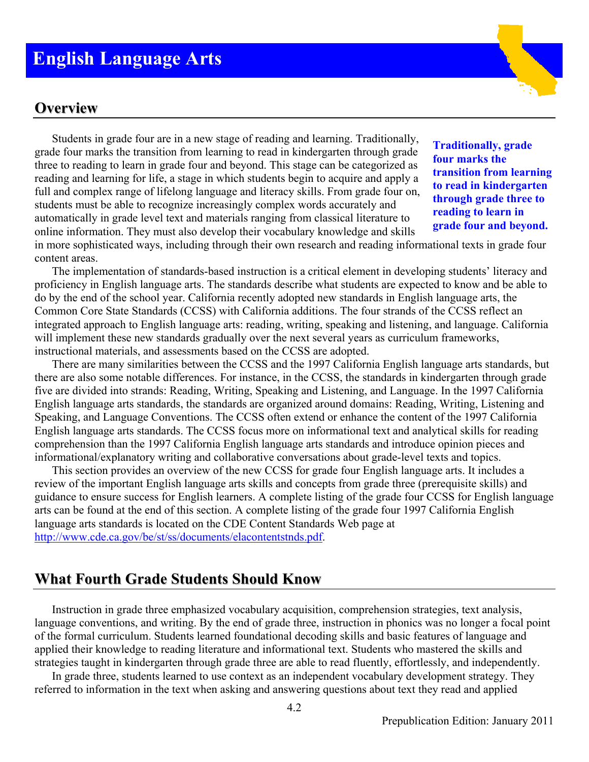# English Language Arts

## Overview

Students in grade four are in a new stage of reading and learning. Traditionally, grade four marks the transition from learning to read in kindergarten through grade three to reading to learn in grade four and beyond. This stage can be categorized as reading and learning for life, a stage in which students begin to acquire and apply a full and complex range of lifelong language and literacy skills. From grade four on, students must be able to recognize increasingly complex words accurately and automatically in grade level text and materials ranging from classical literature to online information. They must also develop their vocabulary knowledge and skills in more sophisticated ways, including through their own research and reading informational texts in grade four content areas.

**Traditionally, grade four marks the transition from learning to read in kindergarten through grade three to reading to learn in grade four and beyond.**

The implementation of standards-based instruction is a critical element in developing students' literacy and proficiency in English language arts. The standards describe what students are expected to know and be able to do by the end of the school year. California recently adopted new standards in English language arts, the Common Core State Standards (CCSS) with California additions. The four strands of the CCSS reflect an integrated approach to English language arts: reading, writing, speaking and listening, and language. California will implement these new standards gradually over the next several years as curriculum frameworks, instructional materials, and assessments based on the CCSS are adopted.

There are many similarities between the CCSS and the 1997 California English language arts standards, but there are also some notable differences. For instance, in the CCSS, the standards in kindergarten through grade five are divided into strands: Reading, Writing, Speaking and Listening, and Language. In the 1997 California English language arts standards, the standards are organized around domains: Reading, Writing, Listening and Speaking, and Language Conventions. The CCSS often extend or enhance the content of the 1997 California English language arts standards. The CCSS focus more on informational text and analytical skills for reading comprehension than the 1997 California English language arts standards and introduce opinion pieces and informational/explanatory writing and collaborative conversations about grade-level texts and topics.

This section provides an overview of the new CCSS for grade four English language arts. It includes a review of the important English language arts skills and concepts from grade three (prerequisite skills) and guidance to ensure success for English learners. A complete listing of the grade four CCSS for English language arts can be found at the end of this section. A complete listing of the grade four 1997 California English language arts standards is located on the CDE Content Standards Web page at http://www.cde.ca.gov/be/st/ss/documents/elacontentstnds.pdf.

## What Fourth Grade Students Should Know

Instruction in grade three emphasized vocabulary acquisition, comprehension strategies, text analysis, language conventions, and writing. By the end of grade three, instruction in phonics was no longer a focal point of the formal curriculum. Students learned foundational decoding skills and basic features of language and applied their knowledge to reading literature and informational text. Students who mastered the skills and strategies taught in kindergarten through grade three are able to read fluently, effortlessly, and independently.

In grade three, students learned to use context as an independent vocabulary development strategy. They referred to information in the text when asking and answering questions about text they read and applied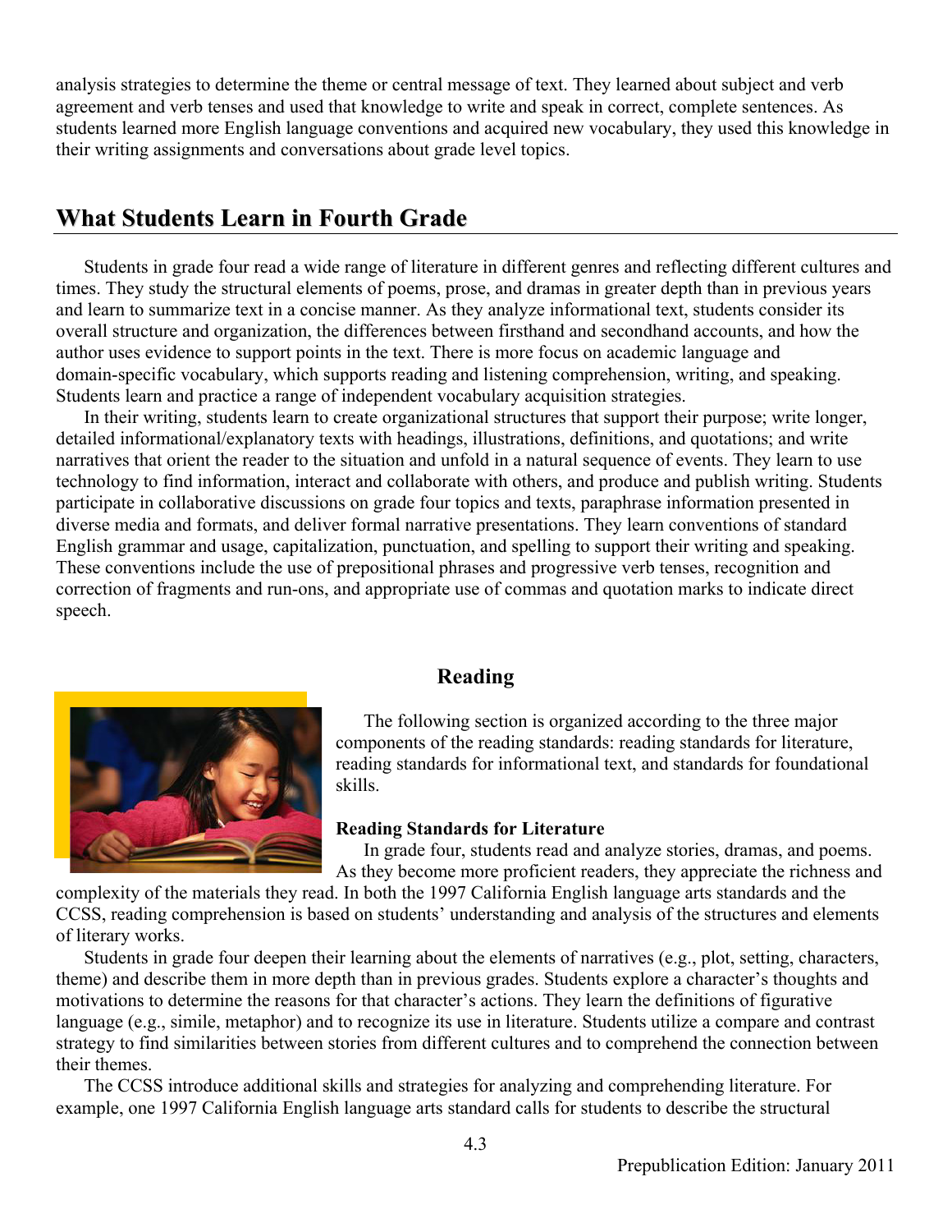analysis strategies to determine the theme or central message of text. They learned about subject and verb agreement and verb tenses and used that knowledge to write and speak in correct, complete sentences. As students learned more English language conventions and acquired new vocabulary, they used this knowledge in their writing assignments and conversations about grade level topics.

## What Students Learn in Fourth Grade

Students in grade four read a wide range of literature in different genres and reflecting different cultures and times. They study the structural elements of poems, prose, and dramas in greater depth than in previous years and learn to summarize text in a concise manner. As they analyze informational text, students consider its overall structure and organization, the differences between firsthand and secondhand accounts, and how the author uses evidence to support points in the text. There is more focus on academic language and domain-specific vocabulary, which supports reading and listening comprehension, writing, and speaking. Students learn and practice a range of independent vocabulary acquisition strategies.

In their writing, students learn to create organizational structures that support their purpose; write longer, detailed informational/explanatory texts with headings, illustrations, definitions, and quotations; and write narratives that orient the reader to the situation and unfold in a natural sequence of events. They learn to use technology to find information, interact and collaborate with others, and produce and publish writing. Students participate in collaborative discussions on grade four topics and texts, paraphrase information presented in diverse media and formats, and deliver formal narrative presentations. They learn conventions of standard English grammar and usage, capitalization, punctuation, and spelling to support their writing and speaking. These conventions include the use of prepositional phrases and progressive verb tenses, recognition and correction of fragments and run-ons, and appropriate use of commas and quotation marks to indicate direct speech.

### Reading

The following section is organized according to the three major components of the reading standards: reading standards for literature, reading standards for informational text, and standards for foundational skills.

**Reading Standards for Literature**

In grade four, students read and analyze stories, dramas, and poems. As they become more proficient readers, they appreciate the richness and complexity of the materials they read. In both the 1997 California English language arts standards and the CCSS, reading comprehension is based on students' understanding and analysis of the structures and elements of literary works.

Students in grade four deepen their learning about the elements of narratives (e.g., plot, setting, characters, theme) and describe them in more depth than in previous grades. Students explore a character's thoughts and motivations to determine the reasons for that character's actions. They learn the definitions of figurative language (e.g., simile, metaphor) and to recognize its use in literature. Students utilize a compare and contrast strategy to find similarities between stories from different cultures and to comprehend the connection between their themes.

The CCSS introduce additional skills and strategies for analyzing and comprehending literature. For example, one 1997 California English language arts standard calls for students to describe the structural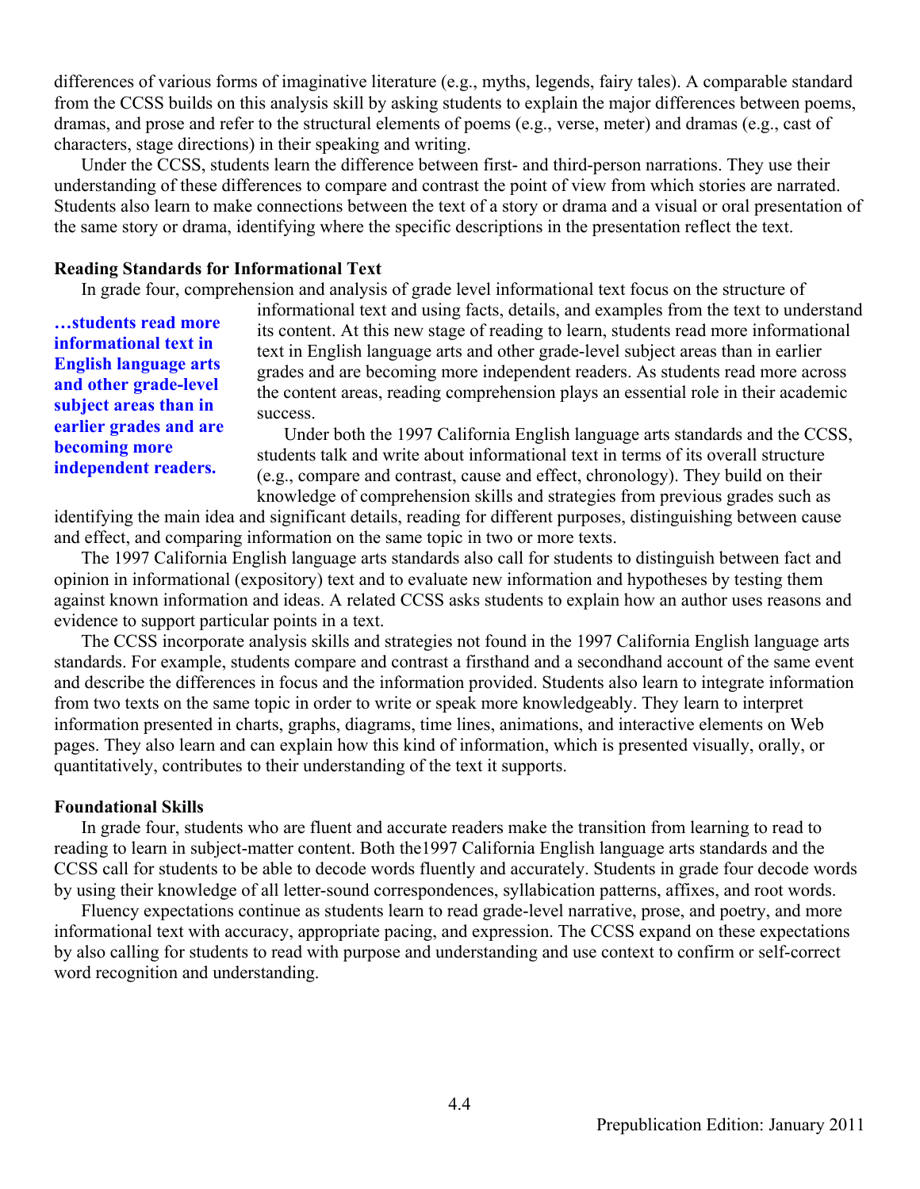differences of various forms of imaginative literature (e.g., myths, legends, fairy tales). A comparable standard from the CCSS builds on this analysis skill by asking students to explain the major differences between poems, dramas, and prose and refer to the structural elements of poems (e.g., verse, meter) and dramas (e.g., cast of characters, stage directions) in their speaking and writing.

Under the CCSS, students learn the difference between first- and third-person narrations. They use their understanding of these differences to compare and contrast the point of view from which stories are narrated. Students also learn to make connections between the text of a story or drama and a visual or oral presentation of the same story or drama, identifying where the specific descriptions in the presentation reflect the text.

**Reading Standards for Informational Text**

In grade four, comprehension and analysis of grade level informational text focus on the structure of informational text and using facts, details, and examples from the text to understand its content. At this new stage of reading to learn, students read more informational text in English language arts and other grade-level subject areas than in earlier grades and are becoming more independent readers. As students read more across the content areas, reading comprehension plays an essential role in their academic success.

**…students read more informational text in English language arts and other grade-level subject areas than in earlier grades and are becoming more independent readers.**

Under both the 1997 California English language arts standards and the CCSS, students talk and write about informational text in terms of its overall structure (e.g., compare and contrast, cause and effect, chronology). They build on their knowledge of comprehension skills and strategies from previous grades such as identifying the main idea and significant details, reading for different purposes, distinguishing between cause and effect, and comparing information on the same topic in two or more texts.

The 1997 California English language arts standards also call for students to distinguish between fact and opinion in informational (expository) text and to evaluate new information and hypotheses by testing them against known information and ideas. A related CCSS asks students to explain how an author uses reasons and evidence to support particular points in a text.

The CCSS incorporate analysis skills and strategies not found in the 1997 California English language arts standards. For example, students compare and contrast a firsthand and a secondhand account of the same event and describe the differences in focus and the information provided. Students also learn to integrate information from two texts on the same topic in order to write or speak more knowledgeably. They learn to interpret information presented in charts, graphs, diagrams, time lines, animations, and interactive elements on Web pages. They also learn and can explain how this kind of information, which is presented visually, orally, or quantitatively, contributes to their understanding of the text it supports.

**Foundational Skills**

In grade four, students who are fluent and accurate readers make the transition from learning to read to reading to learn in subject-matter content. Both the1997 California English language arts standards and the CCSS call for students to be able to decode words fluently and accurately. Students in grade four decode words by using their knowledge of all letter-sound correspondences, syllabication patterns, affixes, and root words.

Fluency expectations continue as students learn to read grade-level narrative, prose, and poetry, and more informational text with accuracy, appropriate pacing, and expression. The CCSS expand on these expectations by also calling for students to read with purpose and understanding and use context to confirm or self-correct word recognition and understanding.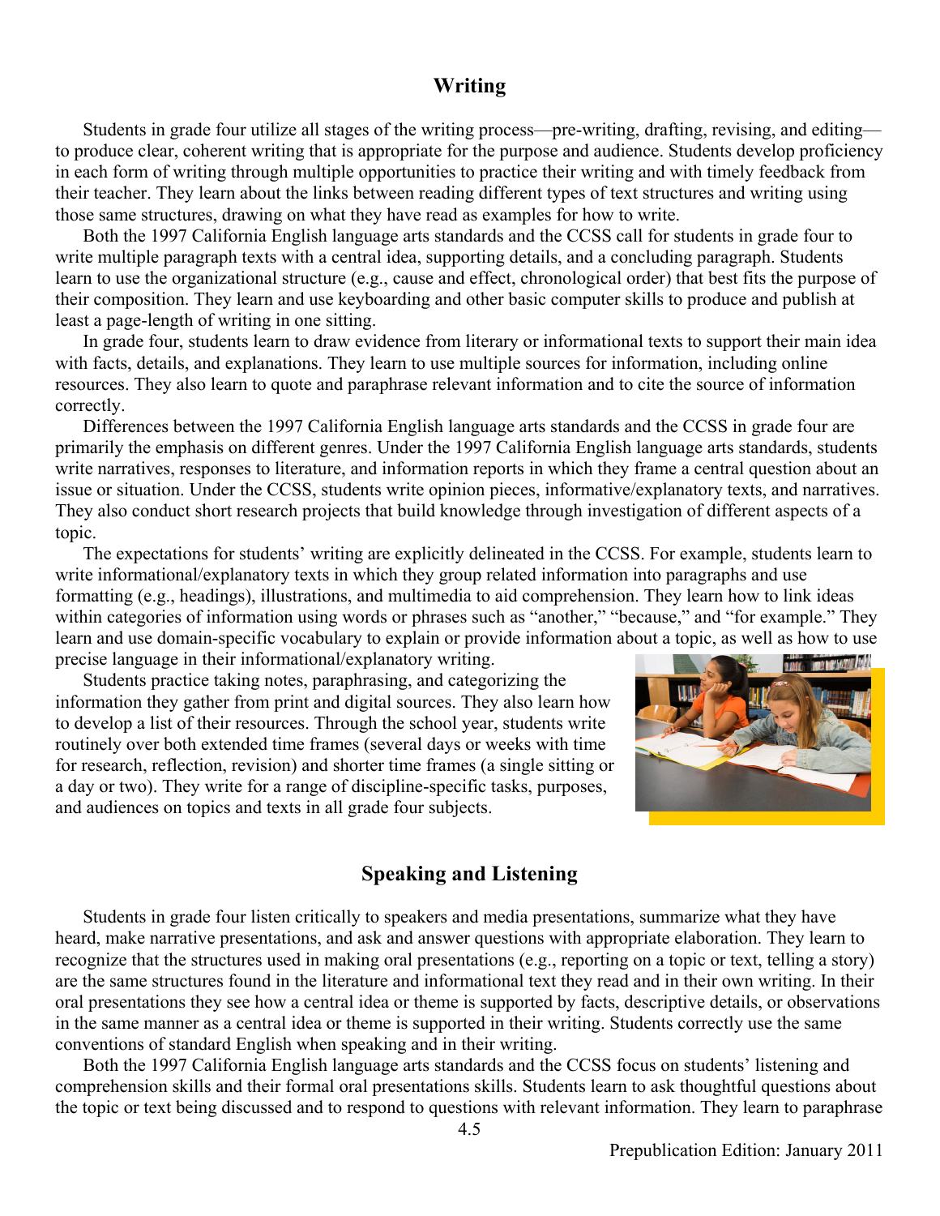## Writing

Students in grade four utilize all stages of the writing process—pre-writing, drafting, revising, and editing—to produce clear, coherent writing that is appropriate for the purpose and audience. Students develop proficiency in each form of writing through multiple opportunities to practice their writing and with timely feedback from their teacher. They learn about the links between reading different types of text structures and writing using those same structures, drawing on what they have read as examples for how to write.

Both the 1997 California English language arts standards and the CCSS call for students in grade four to write multiple paragraph texts with a central idea, supporting details, and a concluding paragraph. Students learn to use the organizational structure (e.g., cause and effect, chronological order) that best fits the purpose of their composition. They learn and use keyboarding and other basic computer skills to produce and publish at least a page-length of writing in one sitting.

In grade four, students learn to draw evidence from literary or informational texts to support their main idea with facts, details, and explanations. They learn to use multiple sources for information, including online resources. They also learn to quote and paraphrase relevant information and to cite the source of information correctly.

Differences between the 1997 California English language arts standards and the CCSS in grade four are primarily the emphasis on different genres. Under the 1997 California English language arts standards, students write narratives, responses to literature, and information reports in which they frame a central question about an issue or situation. Under the CCSS, students write opinion pieces, informative/explanatory texts, and narratives. They also conduct short research projects that build knowledge through investigation of different aspects of a topic.

The expectations for students' writing are explicitly delineated in the CCSS. For example, students learn to write informational/explanatory texts in which they group related information into paragraphs and use formatting (e.g., headings), illustrations, and multimedia to aid comprehension. They learn how to link ideas within categories of information using words or phrases such as "another," "because," and "for example." They learn and use domain-specific vocabulary to explain or provide information about a topic, as well as how to use precise language in their informational/explanatory writing.

Students practice taking notes, paraphrasing, and categorizing the information they gather from print and digital sources. They also learn how to develop a list of their resources. Through the school year, students write routinely over both extended time frames (several days or weeks with time for research, reflection, revision) and shorter time frames (a single sitting or a day or two). They write for a range of discipline-specific tasks, purposes, and audiences on topics and texts in all grade four subjects.

## Speaking and Listening

Students in grade four listen critically to speakers and media presentations, summarize what they have heard, make narrative presentations, and ask and answer questions with appropriate elaboration. They learn to recognize that the structures used in making oral presentations (e.g., reporting on a topic or text, telling a story) are the same structures found in the literature and informational text they read and in their own writing. In their oral presentations they see how a central idea or theme is supported by facts, descriptive details, or observations in the same manner as a central idea or theme is supported in their writing. Students correctly use the same conventions of standard English when speaking and in their writing.

Both the 1997 California English language arts standards and the CCSS focus on students' listening and comprehension skills and their formal oral presentations skills. Students learn to ask thoughtful questions about the topic or text being discussed and to respond to questions with relevant information. They learn to paraphrase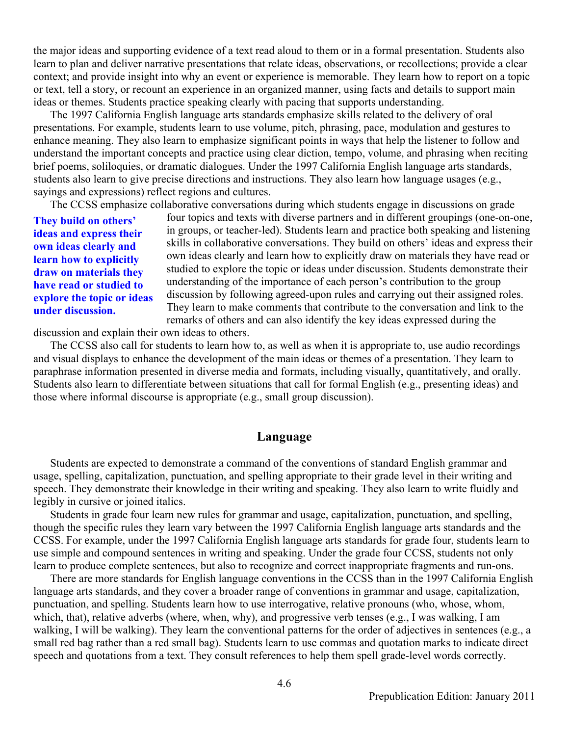the major ideas and supporting evidence of a text read aloud to them or in a formal presentation. Students also learn to plan and deliver narrative presentations that relate ideas, observations, or recollections; provide a clear context; and provide insight into why an event or experience is memorable. They learn how to report on a topic or text, tell a story, or recount an experience in an organized manner, using facts and details to support main ideas or themes. Students practice speaking clearly with pacing that supports understanding.

The 1997 California English language arts standards emphasize skills related to the delivery of oral presentations. For example, students learn to use volume, pitch, phrasing, pace, modulation and gestures to enhance meaning. They also learn to emphasize significant points in ways that help the listener to follow and understand the important concepts and practice using clear diction, tempo, volume, and phrasing when reciting brief poems, soliloquies, or dramatic dialogues. Under the 1997 California English language arts standards, students also learn to give precise directions and instructions. They also learn how language usages (e.g., sayings and expressions) reflect regions and cultures.

**They build on others' ideas and express their own ideas clearly and learn how to explicitly draw on materials they have read or studied to explore the topic or ideas under discussion.**

The CCSS emphasize collaborative conversations during which students engage in discussions on grade four topics and texts with diverse partners and in different groupings (one-on-one, in groups, or teacher-led). Students learn and practice both speaking and listening skills in collaborative conversations. They build on others' ideas and express their own ideas clearly and learn how to explicitly draw on materials they have read or studied to explore the topic or ideas under discussion. Students demonstrate their understanding of the importance of each person's contribution to the group discussion by following agreed-upon rules and carrying out their assigned roles. They learn to make comments that contribute to the conversation and link to the remarks of others and can also identify the key ideas expressed during the discussion and explain their own ideas to others.

The CCSS also call for students to learn how to, as well as when it is appropriate to, use audio recordings and visual displays to enhance the development of the main ideas or themes of a presentation. They learn to paraphrase information presented in diverse media and formats, including visually, quantitatively, and orally. Students also learn to differentiate between situations that call for formal English (e.g., presenting ideas) and those where informal discourse is appropriate (e.g., small group discussion).

## Language

Students are expected to demonstrate a command of the conventions of standard English grammar and usage, spelling, capitalization, punctuation, and spelling appropriate to their grade level in their writing and speech. They demonstrate their knowledge in their writing and speaking. They also learn to write fluidly and legibly in cursive or joined italics.

Students in grade four learn new rules for grammar and usage, capitalization, punctuation, and spelling, though the specific rules they learn vary between the 1997 California English language arts standards and the CCSS. For example, under the 1997 California English language arts standards for grade four, students learn to use simple and compound sentences in writing and speaking. Under the grade four CCSS, students not only learn to produce complete sentences, but also to recognize and correct inappropriate fragments and run-ons.

There are more standards for English language conventions in the CCSS than in the 1997 California English language arts standards, and they cover a broader range of conventions in grammar and usage, capitalization, punctuation, and spelling. Students learn how to use interrogative, relative pronouns (who, whose, whom, which, that), relative adverbs (where, when, why), and progressive verb tenses (e.g., I was walking, I am walking, I will be walking). They learn the conventional patterns for the order of adjectives in sentences (e.g., a small red bag rather than a red small bag). Students learn to use commas and quotation marks to indicate direct speech and quotations from a text. They consult references to help them spell grade-level words correctly.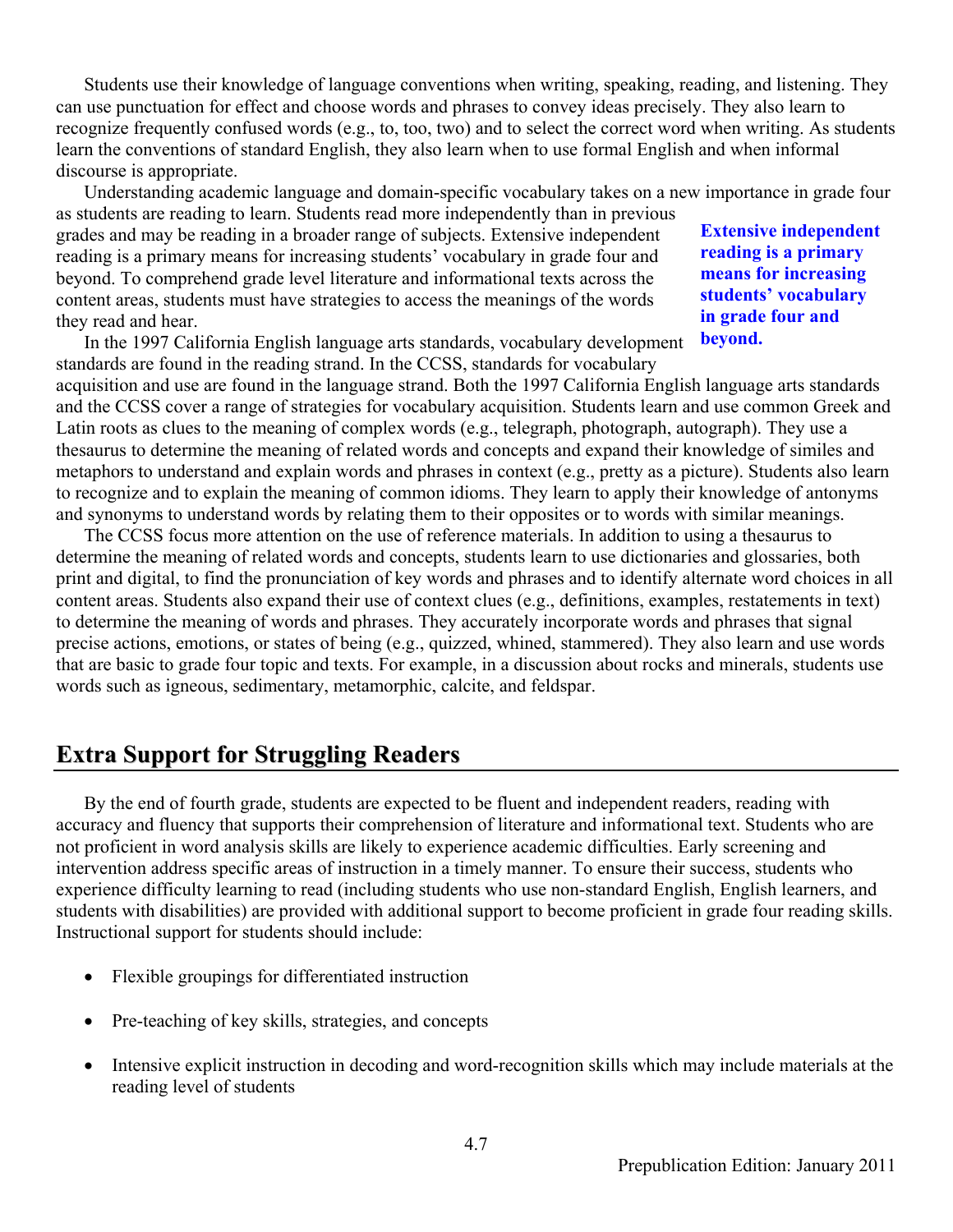Students use their knowledge of language conventions when writing, speaking, reading, and listening. They can use punctuation for effect and choose words and phrases to convey ideas precisely. They also learn to recognize frequently confused words (e.g., to, too, two) and to select the correct word when writing. As students learn the conventions of standard English, they also learn when to use formal English and when informal discourse is appropriate.

Understanding academic language and domain-specific vocabulary takes on a new importance in grade four as students are reading to learn. Students read more independently than in previous grades and may be reading in a broader range of subjects. Extensive independent reading is a primary means for increasing students' vocabulary in grade four and beyond. To comprehend grade level literature and informational texts across the content areas, students must have strategies to access the meanings of the words they read and hear.

**Extensive independent reading is a primary means for increasing students' vocabulary in grade four and beyond.**

In the 1997 California English language arts standards, vocabulary development standards are found in the reading strand. In the CCSS, standards for vocabulary acquisition and use are found in the language strand. Both the 1997 California English language arts standards and the CCSS cover a range of strategies for vocabulary acquisition. Students learn and use common Greek and Latin roots as clues to the meaning of complex words (e.g., telegraph, photograph, autograph). They use a thesaurus to determine the meaning of related words and concepts and expand their knowledge of similes and metaphors to understand and explain words and phrases in context (e.g., pretty as a picture). Students also learn to recognize and to explain the meaning of common idioms. They learn to apply their knowledge of antonyms and synonyms to understand words by relating them to their opposites or to words with similar meanings.

The CCSS focus more attention on the use of reference materials. In addition to using a thesaurus to determine the meaning of related words and concepts, students learn to use dictionaries and glossaries, both print and digital, to find the pronunciation of key words and phrases and to identify alternate word choices in all content areas. Students also expand their use of context clues (e.g., definitions, examples, restatements in text) to determine the meaning of words and phrases. They accurately incorporate words and phrases that signal precise actions, emotions, or states of being (e.g., quizzed, whined, stammered). They also learn and use words that are basic to grade four topic and texts. For example, in a discussion about rocks and minerals, students use words such as igneous, sedimentary, metamorphic, calcite, and feldspar.

## Extra Support for Struggling Readers

By the end of fourth grade, students are expected to be fluent and independent readers, reading with accuracy and fluency that supports their comprehension of literature and informational text. Students who are not proficient in word analysis skills are likely to experience academic difficulties. Early screening and intervention address specific areas of instruction in a timely manner. To ensure their success, students who experience difficulty learning to read (including students who use non-standard English, English learners, and students with disabilities) are provided with additional support to become proficient in grade four reading skills. Instructional support for students should include:

- Flexible groupings for differentiated instruction
- Pre-teaching of key skills, strategies, and concepts
- Intensive explicit instruction in decoding and word-recognition skills which may include materials at the reading level of students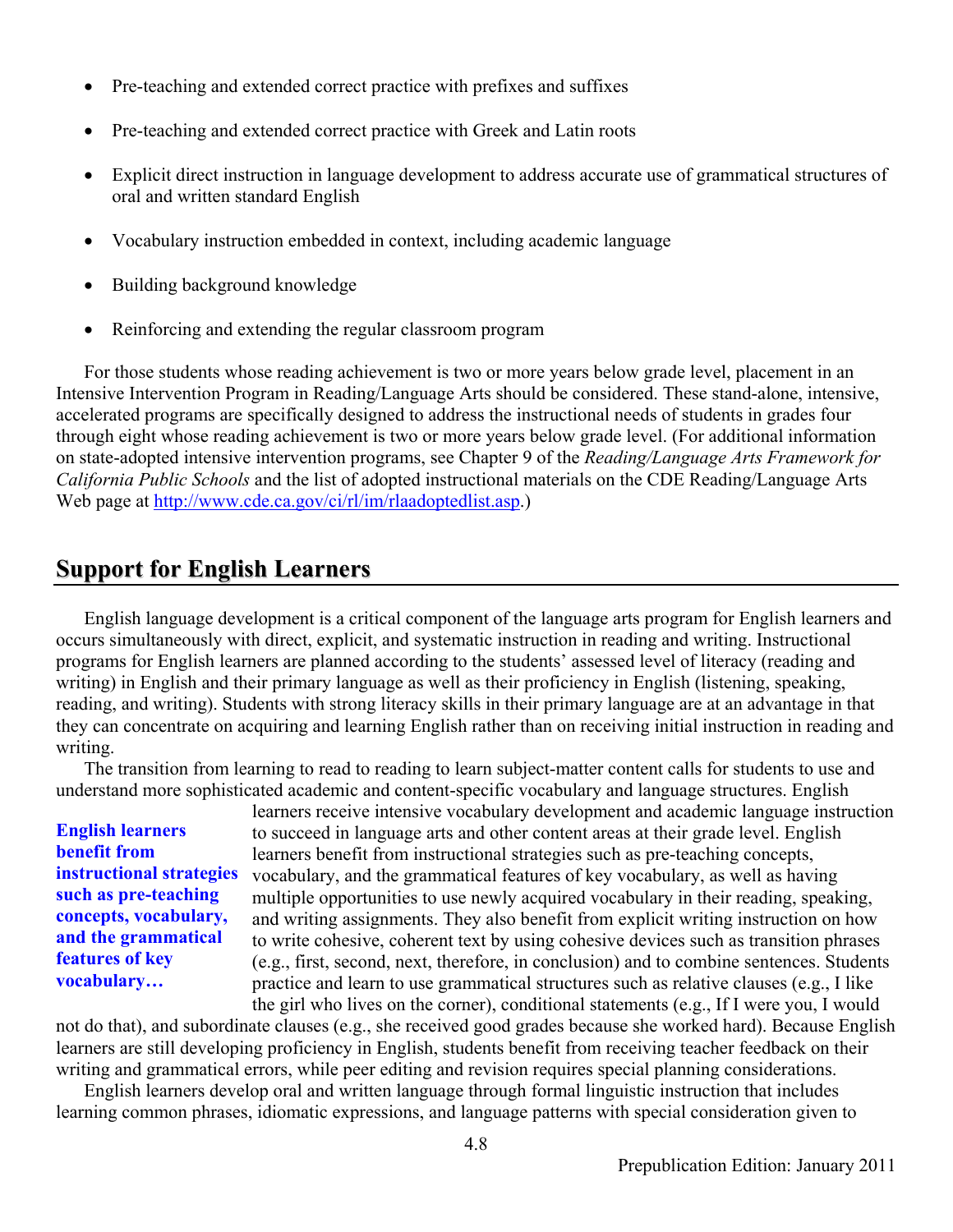- Pre-teaching and extended correct practice with prefixes and suffixes
- Pre-teaching and extended correct practice with Greek and Latin roots
- Explicit direct instruction in language development to address accurate use of grammatical structures of oral and written standard English
- Vocabulary instruction embedded in context, including academic language
- Building background knowledge
- Reinforcing and extending the regular classroom program

For those students whose reading achievement is two or more years below grade level, placement in an Intensive Intervention Program in Reading/Language Arts should be considered. These stand-alone, intensive, accelerated programs are specifically designed to address the instructional needs of students in grades four through eight whose reading achievement is two or more years below grade level. (For additional information on state-adopted intensive intervention programs, see Chapter 9 of the *Reading/Language Arts Framework for California Public Schools* and the list of adopted instructional materials on the CDE Reading/Language Arts Web page at http://www.cde.ca.gov/ci/rl/im/rlaadoptedlist.asp.)

## Support for English Learners

English language development is a critical component of the language arts program for English learners and occurs simultaneously with direct, explicit, and systematic instruction in reading and writing. Instructional programs for English learners are planned according to the students' assessed level of literacy (reading and writing) in English and their primary language as well as their proficiency in English (listening, speaking, reading, and writing). Students with strong literacy skills in their primary language are at an advantage in that they can concentrate on acquiring and learning English rather than on receiving initial instruction in reading and writing.

The transition from learning to read to reading to learn subject-matter content calls for students to use and understand more sophisticated academic and content-specific vocabulary and language structures. English learners receive intensive vocabulary development and academic language instruction to succeed in language arts and other content areas at their grade level. English learners benefit from instructional strategies such as pre-teaching concepts, vocabulary, and the grammatical features of key vocabulary, as well as having multiple opportunities to use newly acquired vocabulary in their reading, speaking, and writing assignments. They also benefit from explicit writing instruction on how to write cohesive, coherent text by using cohesive devices such as transition phrases (e.g., first, second, next, therefore, in conclusion) and to combine sentences. Students practice and learn to use grammatical structures such as relative clauses (e.g., I like the girl who lives on the corner), conditional statements (e.g., If I were you, I would not do that), and subordinate clauses (e.g., she received good grades because she worked hard). Because English learners are still developing proficiency in English, students benefit from receiving teacher feedback on their writing and grammatical errors, while peer editing and revision requires special planning considerations.

**English learners benefit from instructional strategies such as pre-teaching concepts, vocabulary, and the grammatical features of key vocabulary…**

English learners develop oral and written language through formal linguistic instruction that includes learning common phrases, idiomatic expressions, and language patterns with special consideration given to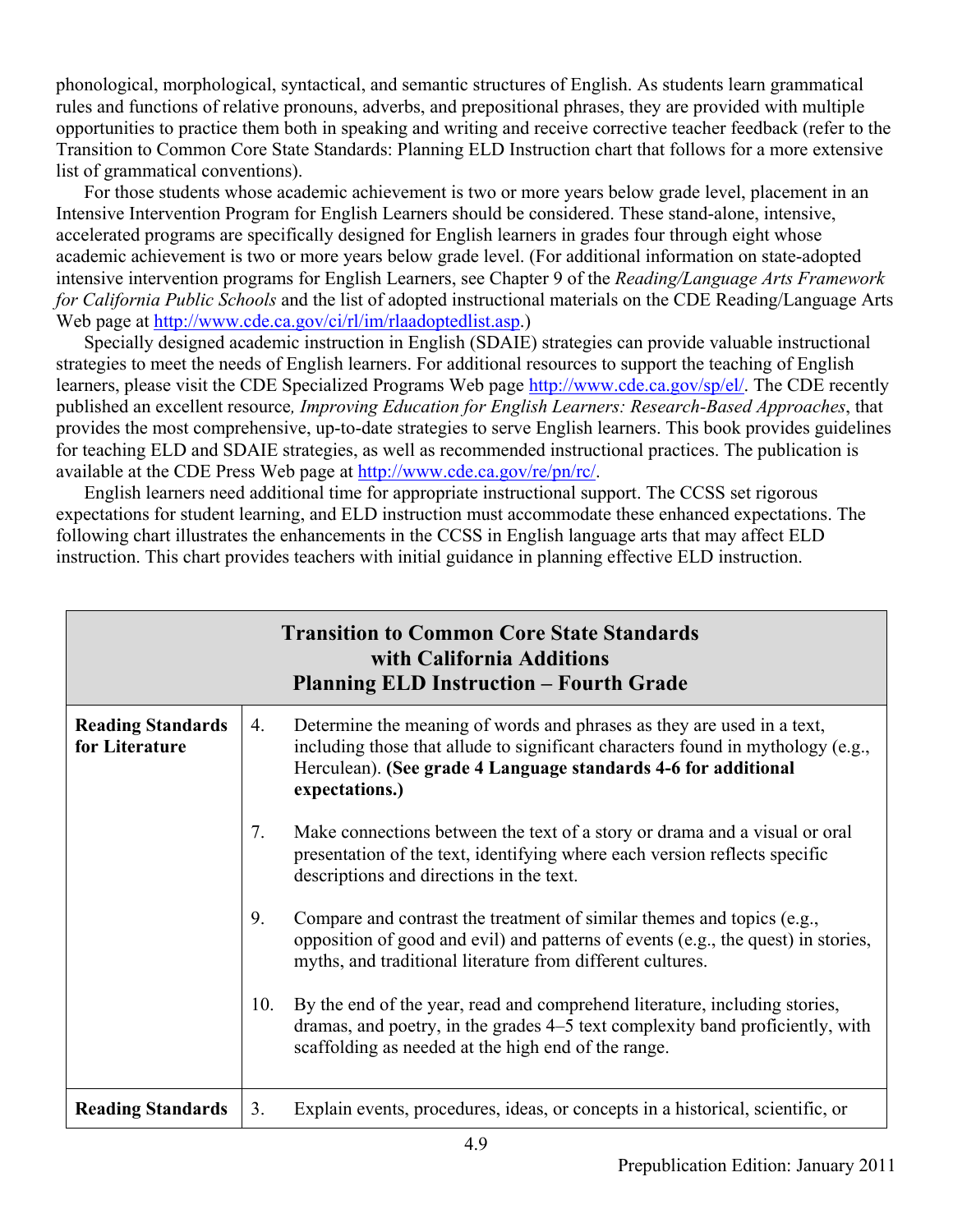phonological, morphological, syntactical, and semantic structures of English. As students learn grammatical rules and functions of relative pronouns, adverbs, and prepositional phrases, they are provided with multiple opportunities to practice them both in speaking and writing and receive corrective teacher feedback (refer to the Transition to Common Core State Standards: Planning ELD Instruction chart that follows for a more extensive list of grammatical conventions).

For those students whose academic achievement is two or more years below grade level, placement in an Intensive Intervention Program for English Learners should be considered. These stand-alone, intensive, accelerated programs are specifically designed for English learners in grades four through eight whose academic achievement is two or more years below grade level. (For additional information on state-adopted intensive intervention programs for English Learners, see Chapter 9 of the *Reading/Language Arts Framework for California Public Schools* and the list of adopted instructional materials on the CDE Reading/Language Arts Web page at http://www.cde.ca.gov/ci/rl/im/rlaadoptedlist.asp.)

Specially designed academic instruction in English (SDAIE) strategies can provide valuable instructional strategies to meet the needs of English learners. For additional resources to support the teaching of English learners, please visit the CDE Specialized Programs Web page http://www.cde.ca.gov/sp/el/. The CDE recently published an excellent resource, *Improving Education for English Learners: Research-Based Approaches*, that provides the most comprehensive, up-to-date strategies to serve English learners. This book provides guidelines for teaching ELD and SDAIE strategies, as well as recommended instructional practices. The publication is available at the CDE Press Web page at http://www.cde.ca.gov/re/pn/rc/.

English learners need additional time for appropriate instructional support. The CCSS set rigorous expectations for student learning, and ELD instruction must accommodate these enhanced expectations. The following chart illustrates the enhancements in the CCSS in English language arts that may affect ELD instruction. This chart provides teachers with initial guidance in planning effective ELD instruction.

| **Transition to Common Core State Standards with California Additions Planning ELD Instruction – Fourth Grade** | | |
|---|---|---|
| **Reading Standards for Literature** | 4. | Determine the meaning of words and phrases as they are used in a text, including those that allude to significant characters found in mythology (e.g., Herculean). **(See grade 4 Language standards 4-6 for additional expectations.)** |
| | 7. | Make connections between the text of a story or drama and a visual or oral presentation of the text, identifying where each version reflects specific descriptions and directions in the text. |
| | 9. | Compare and contrast the treatment of similar themes and topics (e.g., opposition of good and evil) and patterns of events (e.g., the quest) in stories, myths, and traditional literature from different cultures. |
| | 10. | By the end of the year, read and comprehend literature, including stories, dramas, and poetry, in the grades 4–5 text complexity band proficiently, with scaffolding as needed at the high end of the range. |
| **Reading Standards** | 3. | Explain events, procedures, ideas, or concepts in a historical, scientific, or |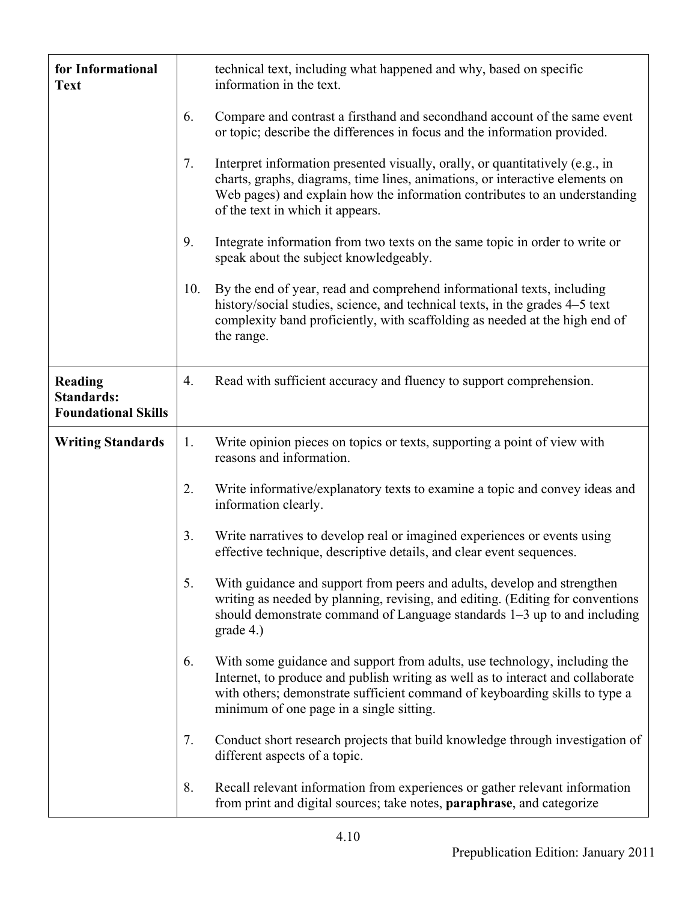| | |
|---|---|
| **for Informational Text** | technical text, including what happened and why, based on specific information in the text.<br><br>6. Compare and contrast a firsthand and secondhand account of the same event or topic; describe the differences in focus and the information provided.<br><br>7. Interpret information presented visually, orally, or quantitatively (e.g., in charts, graphs, diagrams, time lines, animations, or interactive elements on Web pages) and explain how the information contributes to an understanding of the text in which it appears.<br><br>9. Integrate information from two texts on the same topic in order to write or speak about the subject knowledgeably.<br><br>10. By the end of year, read and comprehend informational texts, including history/social studies, science, and technical texts, in the grades 4–5 text complexity band proficiently, with scaffolding as needed at the high end of the range. |
| **Reading Standards: Foundational Skills** | 4. Read with sufficient accuracy and fluency to support comprehension. |
| **Writing Standards** | 1. Write opinion pieces on topics or texts, supporting a point of view with reasons and information.<br><br>2. Write informative/explanatory texts to examine a topic and convey ideas and information clearly.<br><br>3. Write narratives to develop real or imagined experiences or events using effective technique, descriptive details, and clear event sequences.<br><br>5. With guidance and support from peers and adults, develop and strengthen writing as needed by planning, revising, and editing. (Editing for conventions should demonstrate command of Language standards 1–3 up to and including grade 4.)<br><br>6. With some guidance and support from adults, use technology, including the Internet, to produce and publish writing as well as to interact and collaborate with others; demonstrate sufficient command of keyboarding skills to type a minimum of one page in a single sitting.<br><br>7. Conduct short research projects that build knowledge through investigation of different aspects of a topic.<br><br>8. Recall relevant information from experiences or gather relevant information from print and digital sources; take notes, **paraphrase**, and categorize |

Prepublication Edition: January 2011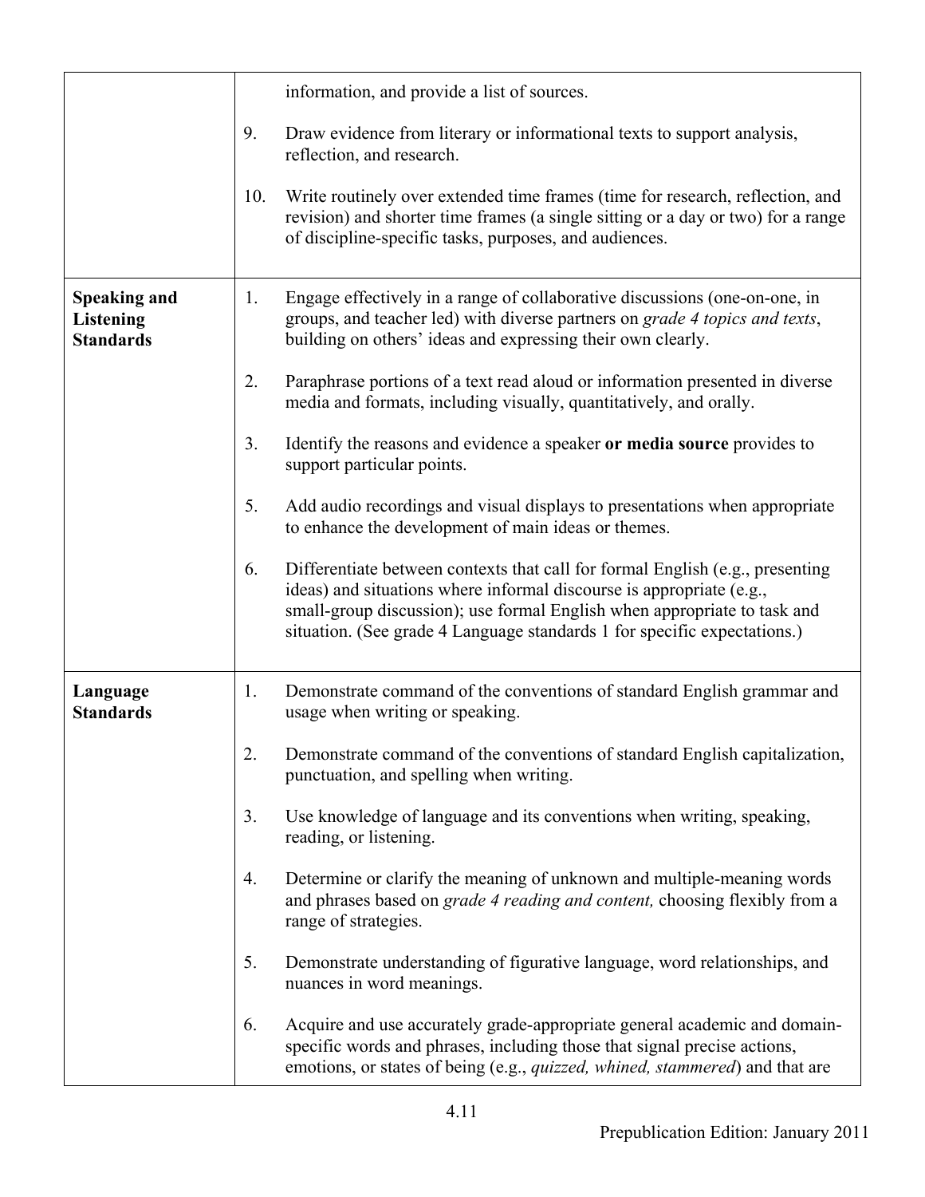| | |
|---|---|
| | information, and provide a list of sources.<br><br>9. Draw evidence from literary or informational texts to support analysis, reflection, and research.<br><br>10. Write routinely over extended time frames (time for research, reflection, and revision) and shorter time frames (a single sitting or a day or two) for a range of discipline-specific tasks, purposes, and audiences. |
| **Speaking and Listening Standards** | 1. Engage effectively in a range of collaborative discussions (one-on-one, in groups, and teacher led) with diverse partners on *grade 4 topics and texts*, building on others' ideas and expressing their own clearly.<br><br>2. Paraphrase portions of a text read aloud or information presented in diverse media and formats, including visually, quantitatively, and orally.<br><br>3. Identify the reasons and evidence a speaker **or media source** provides to support particular points.<br><br>5. Add audio recordings and visual displays to presentations when appropriate to enhance the development of main ideas or themes.<br><br>6. Differentiate between contexts that call for formal English (e.g., presenting ideas) and situations where informal discourse is appropriate (e.g., small-group discussion); use formal English when appropriate to task and situation. (See grade 4 Language standards 1 for specific expectations.) |
| **Language Standards** | 1. Demonstrate command of the conventions of standard English grammar and usage when writing or speaking.<br><br>2. Demonstrate command of the conventions of standard English capitalization, punctuation, and spelling when writing.<br><br>3. Use knowledge of language and its conventions when writing, speaking, reading, or listening.<br><br>4. Determine or clarify the meaning of unknown and multiple-meaning words and phrases based on *grade 4 reading and content,* choosing flexibly from a range of strategies.<br><br>5. Demonstrate understanding of figurative language, word relationships, and nuances in word meanings.<br><br>6. Acquire and use accurately grade-appropriate general academic and domain-specific words and phrases, including those that signal precise actions, emotions, or states of being (e.g., *quizzed, whined, stammered*) and that are |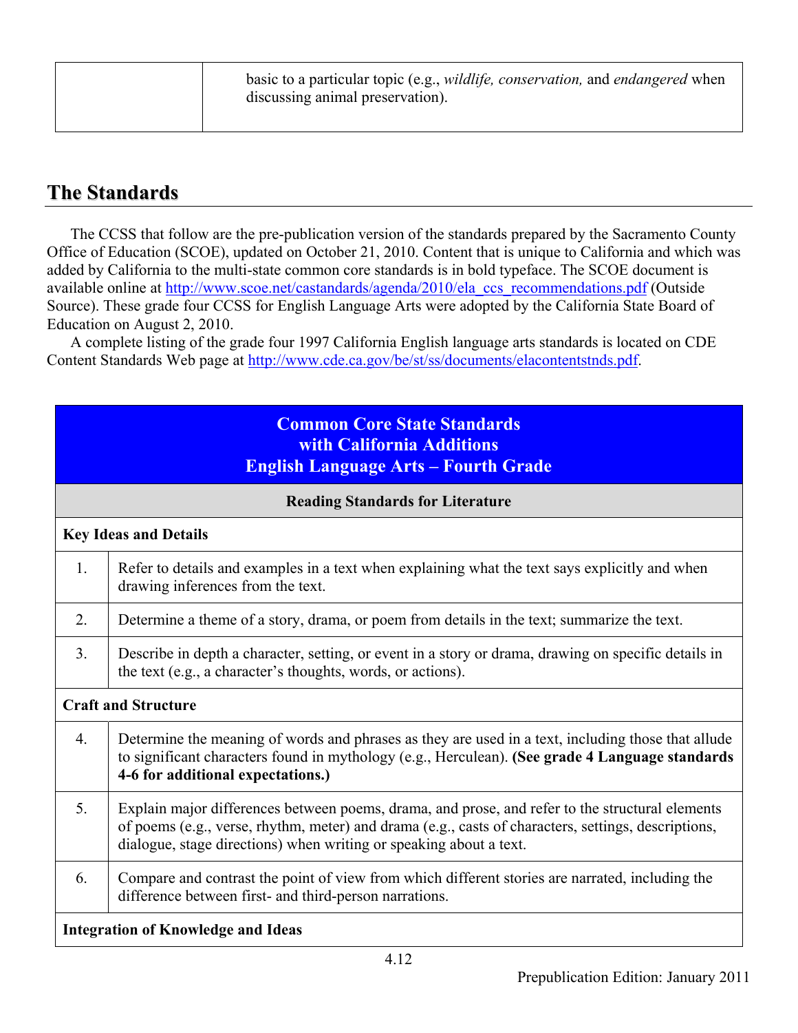| | basic to a particular topic (e.g., *wildlife, conservation,* and *endangered* when discussing animal preservation). |
|---|---|

## The Standards

The CCSS that follow are the pre-publication version of the standards prepared by the Sacramento County Office of Education (SCOE), updated on October 21, 2010. Content that is unique to California and which was added by California to the multi-state common core standards is in bold typeface. The SCOE document is available online at http://www.scoe.net/castandards/agenda/2010/ela_ccs_recommendations.pdf (Outside Source). These grade four CCSS for English Language Arts were adopted by the California State Board of Education on August 2, 2010.

A complete listing of the grade four 1997 California English language arts standards is located on CDE Content Standards Web page at http://www.cde.ca.gov/be/st/ss/documents/elacontentstnds.pdf.

| **Common Core State Standards with California Additions English Language Arts – Fourth Grade** | |
|---|---|
| **Reading Standards for Literature** | |
| **Key Ideas and Details** | |
| 1. | Refer to details and examples in a text when explaining what the text says explicitly and when drawing inferences from the text. |
| 2. | Determine a theme of a story, drama, or poem from details in the text; summarize the text. |
| 3. | Describe in depth a character, setting, or event in a story or drama, drawing on specific details in the text (e.g., a character's thoughts, words, or actions). |
| **Craft and Structure** | |
| 4. | Determine the meaning of words and phrases as they are used in a text, including those that allude to significant characters found in mythology (e.g., Herculean). **(See grade 4 Language standards 4-6 for additional expectations.)** |
| 5. | Explain major differences between poems, drama, and prose, and refer to the structural elements of poems (e.g., verse, rhythm, meter) and drama (e.g., casts of characters, settings, descriptions, dialogue, stage directions) when writing or speaking about a text. |
| 6. | Compare and contrast the point of view from which different stories are narrated, including the difference between first- and third-person narrations. |
| **Integration of Knowledge and Ideas** | |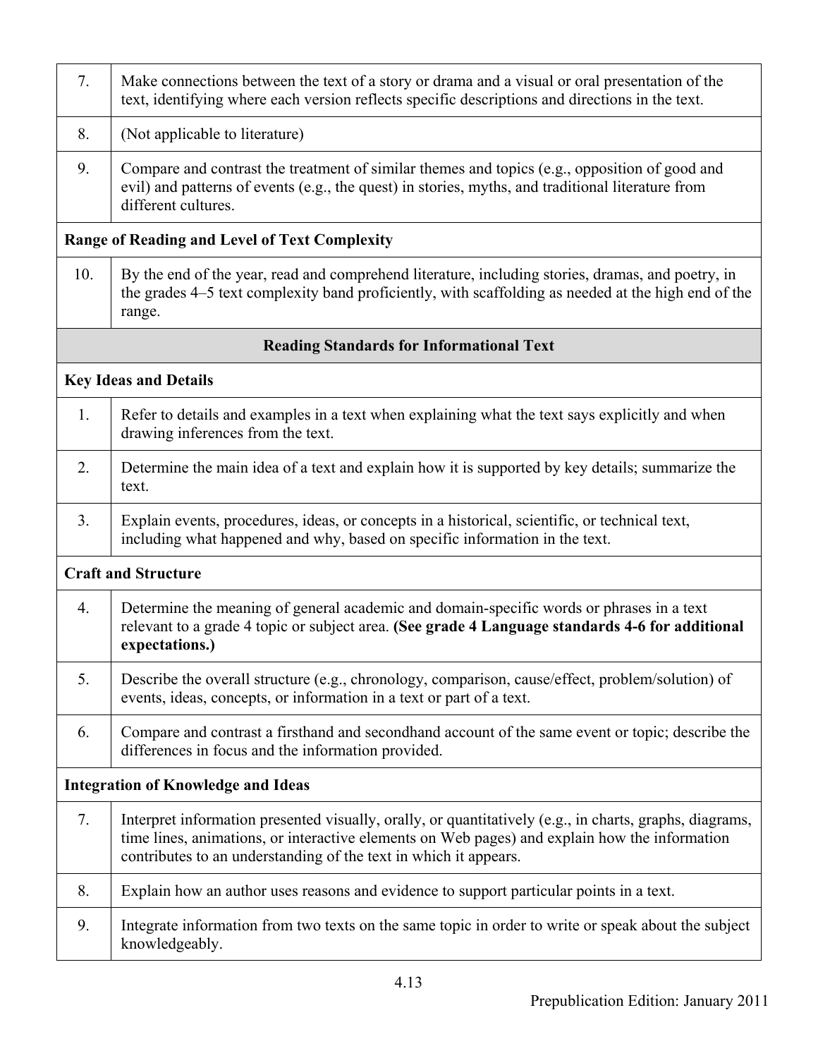| | |
|---|---|
| 7. | Make connections between the text of a story or drama and a visual or oral presentation of the text, identifying where each version reflects specific descriptions and directions in the text. |
| 8. | (Not applicable to literature) |
| 9. | Compare and contrast the treatment of similar themes and topics (e.g., opposition of good and evil) and patterns of events (e.g., the quest) in stories, myths, and traditional literature from different cultures. |
| **Range of Reading and Level of Text Complexity** | |
| 10. | By the end of the year, read and comprehend literature, including stories, dramas, and poetry, in the grades 4–5 text complexity band proficiently, with scaffolding as needed at the high end of the range. |
| **Reading Standards for Informational Text** | |
| **Key Ideas and Details** | |
| 1. | Refer to details and examples in a text when explaining what the text says explicitly and when drawing inferences from the text. |
| 2. | Determine the main idea of a text and explain how it is supported by key details; summarize the text. |
| 3. | Explain events, procedures, ideas, or concepts in a historical, scientific, or technical text, including what happened and why, based on specific information in the text. |
| **Craft and Structure** | |
| 4. | Determine the meaning of general academic and domain-specific words or phrases in a text relevant to a grade 4 topic or subject area. **(See grade 4 Language standards 4-6 for additional expectations.)** |
| 5. | Describe the overall structure (e.g., chronology, comparison, cause/effect, problem/solution) of events, ideas, concepts, or information in a text or part of a text. |
| 6. | Compare and contrast a firsthand and secondhand account of the same event or topic; describe the differences in focus and the information provided. |
| **Integration of Knowledge and Ideas** | |
| 7. | Interpret information presented visually, orally, or quantitatively (e.g., in charts, graphs, diagrams, time lines, animations, or interactive elements on Web pages) and explain how the information contributes to an understanding of the text in which it appears. |
| 8. | Explain how an author uses reasons and evidence to support particular points in a text. |
| 9. | Integrate information from two texts on the same topic in order to write or speak about the subject knowledgeably. |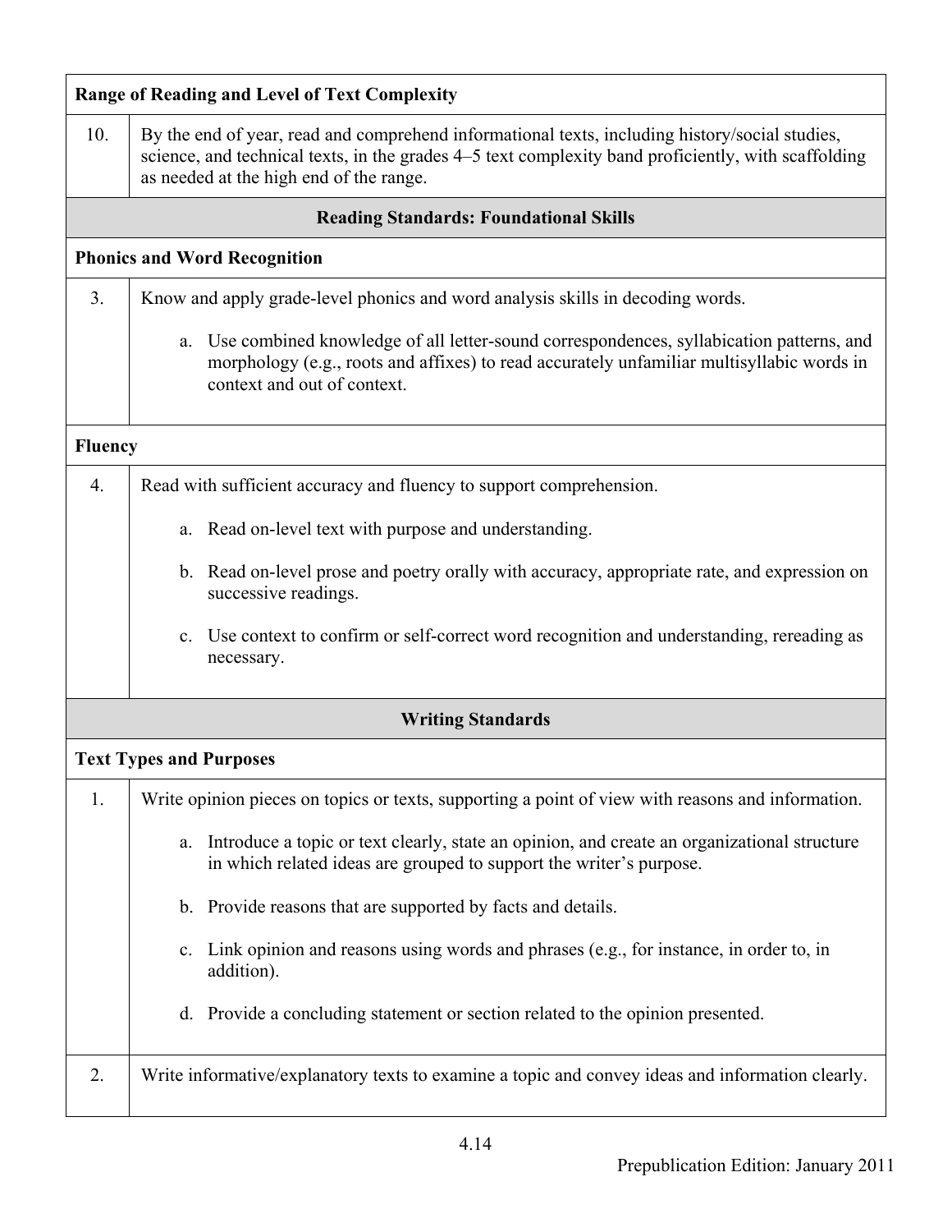**Range of Reading and Level of Text Complexity**

10. By the end of year, read and comprehend informational texts, including history/social studies, science, and technical texts, in the grades 4–5 text complexity band proficiently, with scaffolding as needed at the high end of the range.

## Reading Standards: Foundational Skills

**Phonics and Word Recognition**

3. Know and apply grade-level phonics and word analysis skills in decoding words.

    a. Use combined knowledge of all letter-sound correspondences, syllabication patterns, and morphology (e.g., roots and affixes) to read accurately unfamiliar multisyllabic words in context and out of context.

**Fluency**

4. Read with sufficient accuracy and fluency to support comprehension.

    a. Read on-level text with purpose and understanding.

    b. Read on-level prose and poetry orally with accuracy, appropriate rate, and expression on successive readings.

    c. Use context to confirm or self-correct word recognition and understanding, rereading as necessary.

## Writing Standards

**Text Types and Purposes**

1. Write opinion pieces on topics or texts, supporting a point of view with reasons and information.

    a. Introduce a topic or text clearly, state an opinion, and create an organizational structure in which related ideas are grouped to support the writer's purpose.

    b. Provide reasons that are supported by facts and details.

    c. Link opinion and reasons using words and phrases (e.g., for instance, in order to, in addition).

    d. Provide a concluding statement or section related to the opinion presented.

2. Write informative/explanatory texts to examine a topic and convey ideas and information clearly.

Prepublication Edition: January 2011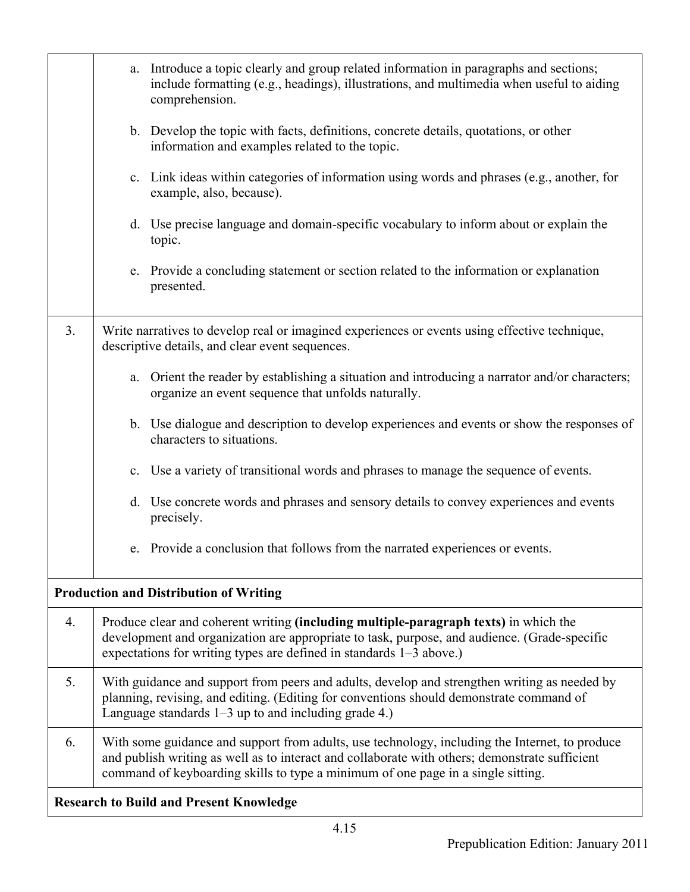| | |
|---|---|
| | a. Introduce a topic clearly and group related information in paragraphs and sections; include formatting (e.g., headings), illustrations, and multimedia when useful to aiding comprehension.<br><br>b. Develop the topic with facts, definitions, concrete details, quotations, or other information and examples related to the topic.<br><br>c. Link ideas within categories of information using words and phrases (e.g., another, for example, also, because).<br><br>d. Use precise language and domain-specific vocabulary to inform about or explain the topic.<br><br>e. Provide a concluding statement or section related to the information or explanation presented. |
| 3. | Write narratives to develop real or imagined experiences or events using effective technique, descriptive details, and clear event sequences.<br><br>a. Orient the reader by establishing a situation and introducing a narrator and/or characters; organize an event sequence that unfolds naturally.<br><br>b. Use dialogue and description to develop experiences and events or show the responses of characters to situations.<br><br>c. Use a variety of transitional words and phrases to manage the sequence of events.<br><br>d. Use concrete words and phrases and sensory details to convey experiences and events precisely.<br><br>e. Provide a conclusion that follows from the narrated experiences or events. |
| **Production and Distribution of Writing** | |
| 4. | Produce clear and coherent writing **(including multiple-paragraph texts)** in which the development and organization are appropriate to task, purpose, and audience. (Grade-specific expectations for writing types are defined in standards 1–3 above.) |
| 5. | With guidance and support from peers and adults, develop and strengthen writing as needed by planning, revising, and editing. (Editing for conventions should demonstrate command of Language standards 1–3 up to and including grade 4.) |
| 6. | With some guidance and support from adults, use technology, including the Internet, to produce and publish writing as well as to interact and collaborate with others; demonstrate sufficient command of keyboarding skills to type a minimum of one page in a single sitting. |
| **Research to Build and Present Knowledge** | |

Prepublication Edition: January 2011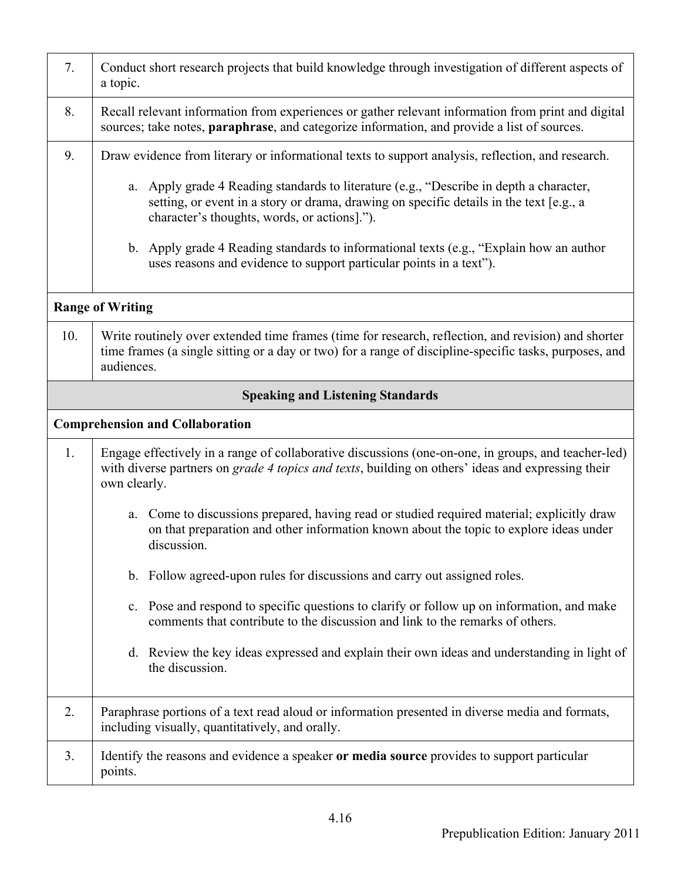| | |
|---|---|
| 7. | Conduct short research projects that build knowledge through investigation of different aspects of a topic. |
| 8. | Recall relevant information from experiences or gather relevant information from print and digital sources; take notes, **paraphrase**, and categorize information, and provide a list of sources. |
| 9. | Draw evidence from literary or informational texts to support analysis, reflection, and research.<br><br>a. Apply grade 4 Reading standards to literature (e.g., "Describe in depth a character, setting, or event in a story or drama, drawing on specific details in the text [e.g., a character's thoughts, words, or actions].").<br><br>b. Apply grade 4 Reading standards to informational texts (e.g., "Explain how an author uses reasons and evidence to support particular points in a text"). |
| **Range of Writing** | |
| 10. | Write routinely over extended time frames (time for research, reflection, and revision) and shorter time frames (a single sitting or a day or two) for a range of discipline-specific tasks, purposes, and audiences. |
| **Speaking and Listening Standards** | |
| **Comprehension and Collaboration** | |
| 1. | Engage effectively in a range of collaborative discussions (one-on-one, in groups, and teacher-led) with diverse partners on *grade 4 topics and texts*, building on others' ideas and expressing their own clearly.<br><br>a. Come to discussions prepared, having read or studied required material; explicitly draw on that preparation and other information known about the topic to explore ideas under discussion.<br><br>b. Follow agreed-upon rules for discussions and carry out assigned roles.<br><br>c. Pose and respond to specific questions to clarify or follow up on information, and make comments that contribute to the discussion and link to the remarks of others.<br><br>d. Review the key ideas expressed and explain their own ideas and understanding in light of the discussion. |
| 2. | Paraphrase portions of a text read aloud or information presented in diverse media and formats, including visually, quantitatively, and orally. |
| 3. | Identify the reasons and evidence a speaker **or media source** provides to support particular points. |

Prepublication Edition: January 2011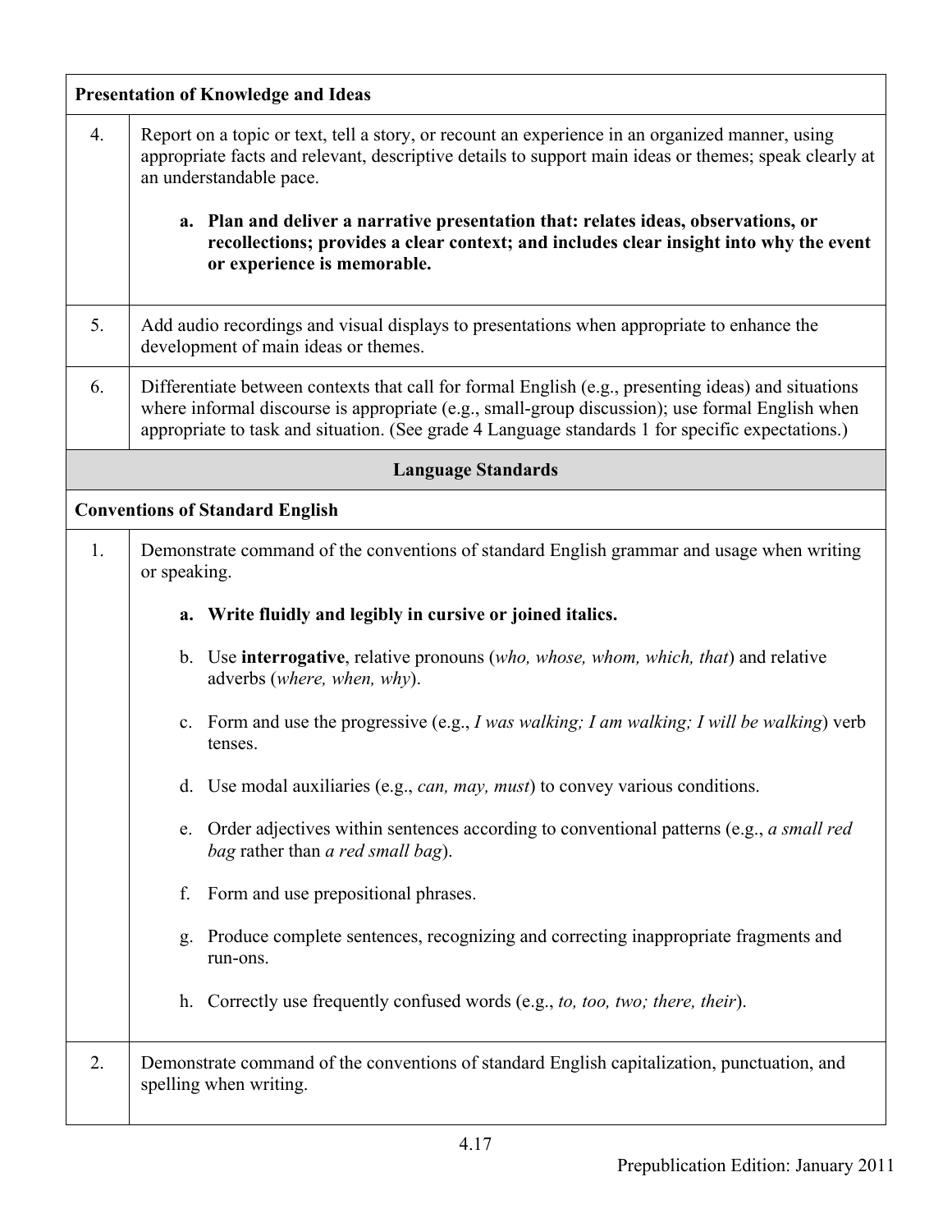| **Presentation of Knowledge and Ideas** | |
|---|---|
| 4. | Report on a topic or text, tell a story, or recount an experience in an organized manner, using appropriate facts and relevant, descriptive details to support main ideas or themes; speak clearly at an understandable pace.<br><br>**a. Plan and deliver a narrative presentation that: relates ideas, observations, or recollections; provides a clear context; and includes clear insight into why the event or experience is memorable.** |
| 5. | Add audio recordings and visual displays to presentations when appropriate to enhance the development of main ideas or themes. |
| 6. | Differentiate between contexts that call for formal English (e.g., presenting ideas) and situations where informal discourse is appropriate (e.g., small-group discussion); use formal English when appropriate to task and situation. (See grade 4 Language standards 1 for specific expectations.) |
| **Language Standards** | |
| **Conventions of Standard English** | |
| 1. | Demonstrate command of the conventions of standard English grammar and usage when writing or speaking.<br><br>**a. Write fluidly and legibly in cursive or joined italics.**<br><br>b. Use **interrogative**, relative pronouns (*who, whose, whom, which, that*) and relative adverbs (*where, when, why*).<br><br>c. Form and use the progressive (e.g., *I was walking; I am walking; I will be walking*) verb tenses.<br><br>d. Use modal auxiliaries (e.g., *can, may, must*) to convey various conditions.<br><br>e. Order adjectives within sentences according to conventional patterns (e.g., *a small red bag* rather than *a red small bag*).<br><br>f. Form and use prepositional phrases.<br><br>g. Produce complete sentences, recognizing and correcting inappropriate fragments and run-ons.<br><br>h. Correctly use frequently confused words (e.g., *to, too, two; there, their*). |
| 2. | Demonstrate command of the conventions of standard English capitalization, punctuation, and spelling when writing. |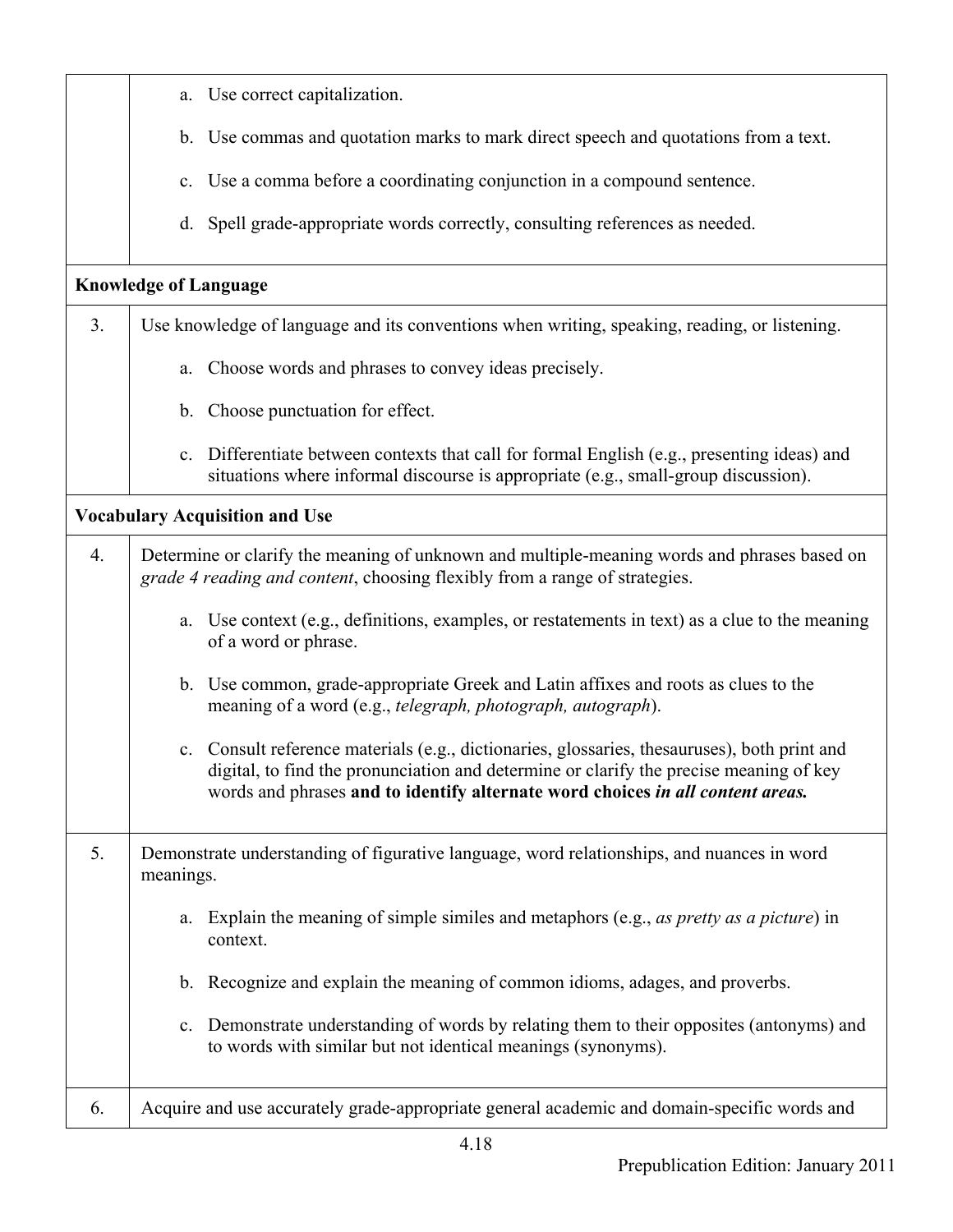| | |
|---|---|
| | a. Use correct capitalization.<br><br>b. Use commas and quotation marks to mark direct speech and quotations from a text.<br><br>c. Use a comma before a coordinating conjunction in a compound sentence.<br><br>d. Spell grade-appropriate words correctly, consulting references as needed. |
| **Knowledge of Language** | |
| 3. | Use knowledge of language and its conventions when writing, speaking, reading, or listening.<br><br>a. Choose words and phrases to convey ideas precisely.<br><br>b. Choose punctuation for effect.<br><br>c. Differentiate between contexts that call for formal English (e.g., presenting ideas) and situations where informal discourse is appropriate (e.g., small-group discussion). |
| **Vocabulary Acquisition and Use** | |
| 4. | Determine or clarify the meaning of unknown and multiple-meaning words and phrases based on *grade 4 reading and content*, choosing flexibly from a range of strategies.<br><br>a. Use context (e.g., definitions, examples, or restatements in text) as a clue to the meaning of a word or phrase.<br><br>b. Use common, grade-appropriate Greek and Latin affixes and roots as clues to the meaning of a word (e.g., *telegraph, photograph, autograph*).<br><br>c. Consult reference materials (e.g., dictionaries, glossaries, thesauruses), both print and digital, to find the pronunciation and determine or clarify the precise meaning of key words and phrases **and to identify alternate word choices *in all content areas.*** |
| 5. | Demonstrate understanding of figurative language, word relationships, and nuances in word meanings.<br><br>a. Explain the meaning of simple similes and metaphors (e.g., *as pretty as a picture*) in context.<br><br>b. Recognize and explain the meaning of common idioms, adages, and proverbs.<br><br>c. Demonstrate understanding of words by relating them to their opposites (antonyms) and to words with similar but not identical meanings (synonyms). |
| 6. | Acquire and use accurately grade-appropriate general academic and domain-specific words and |

Prepublication Edition: January 2011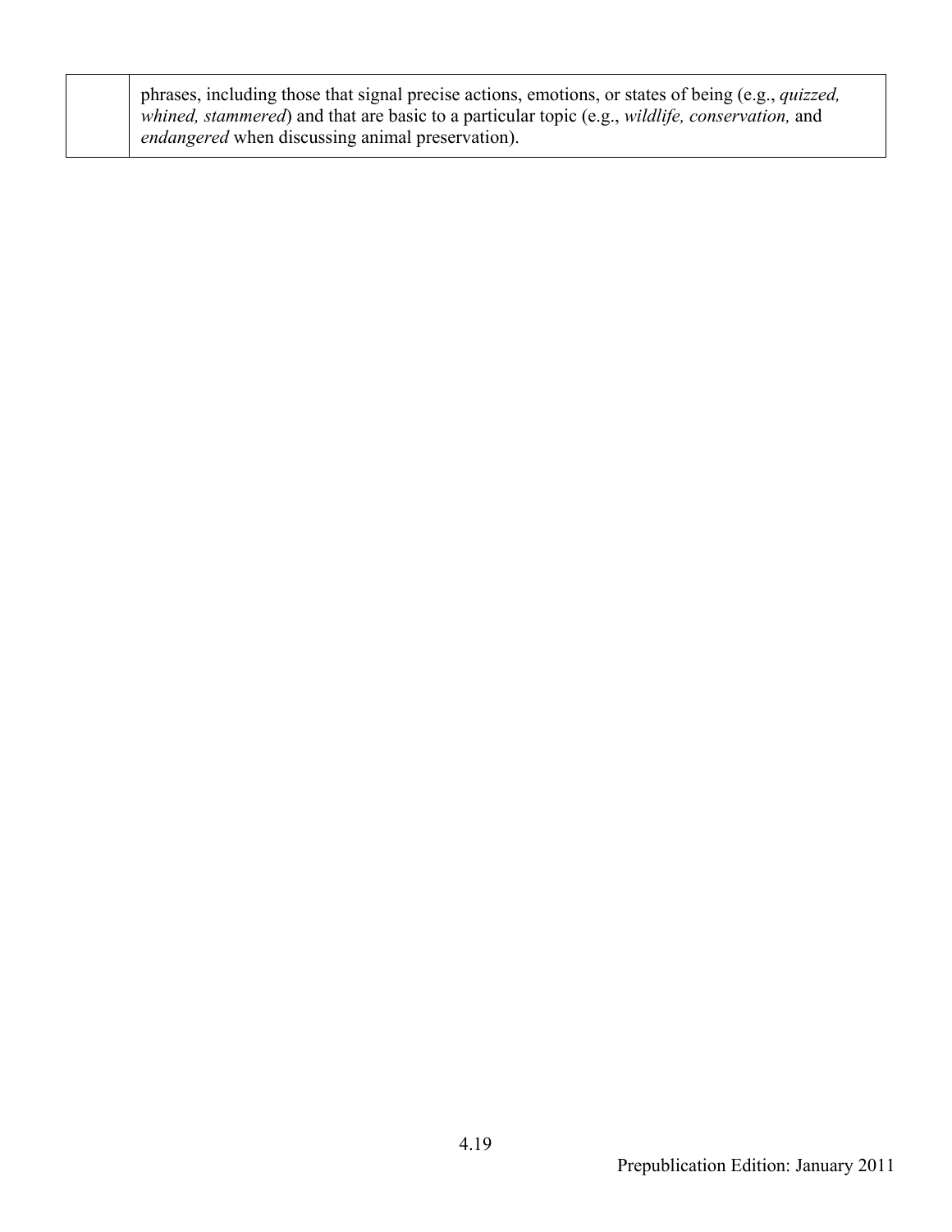| | |
|---|---|
| | phrases, including those that signal precise actions, emotions, or states of being (e.g., *quizzed, whined, stammered*) and that are basic to a particular topic (e.g., *wildlife, conservation,* and *endangered* when discussing animal preservation). |